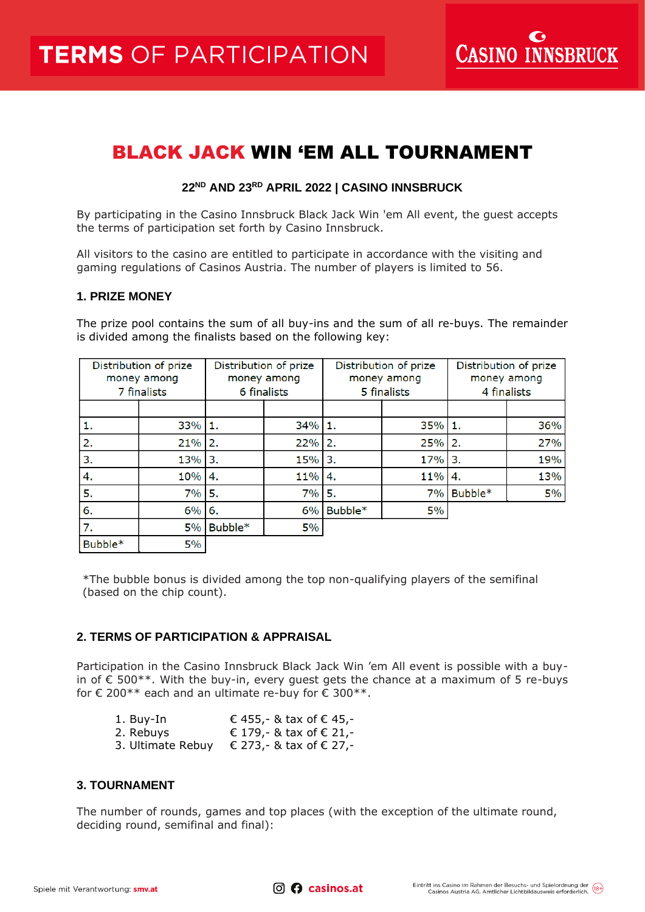# TERMS OF PARTICIPATION

CASINO INNSBRUCK

## BLACK JACK WIN 'EM ALL TOURNAMENT

**22ND AND 23RD APRIL 2022 | CASINO INNSBRUCK**

By participating in the Casino Innsbruck Black Jack Win 'em All event, the guest accepts the terms of participation set forth by Casino Innsbruck.

All visitors to the casino are entitled to participate in accordance with the visiting and gaming regulations of Casinos Austria. The number of players is limited to 56.

### 1. PRIZE MONEY

The prize pool contains the sum of all buy-ins and the sum of all re-buys. The remainder is divided among the finalists based on the following key:

| Distribution of prize money among 7 finalists | | Distribution of prize money among 6 finalists | | Distribution of prize money among 5 finalists | | Distribution of prize money among 4 finalists | |
|---|---|---|---|---|---|---|---|
| | | | | | | | |
| 1. | 33% | 1. | 34% | 1. | 35% | 1. | 36% |
| 2. | 21% | 2. | 22% | 2. | 25% | 2. | 27% |
| 3. | 13% | 3. | 15% | 3. | 17% | 3. | 19% |
| 4. | 10% | 4. | 11% | 4. | 11% | 4. | 13% |
| 5. | 7% | 5. | 7% | 5. | 7% | Bubble* | 5% |
| 6. | 6% | 6. | 6% | Bubble* | 5% | | |
| 7. | 5% | Bubble* | 5% | | | | |
| Bubble* | 5% | | | | | | |

*The bubble bonus is divided among the top non-qualifying players of the semifinal (based on the chip count).

### 2. TERMS OF PARTICIPATION & APPRAISAL

Participation in the Casino Innsbruck Black Jack Win 'em All event is possible with a buy-in of € 500**. With the buy-in, every guest gets the chance at a maximum of 5 re-buys for € 200** each and an ultimate re-buy for € 300**.

1. Buy-In — € 455,- & tax of € 45,-
2. Rebuys — € 179,- & tax of € 21,-
3. Ultimate Rebuy — € 273,- & tax of € 27,-

### 3. TOURNAMENT

The number of rounds, games and top places (with the exception of the ultimate round, deciding round, semifinal and final):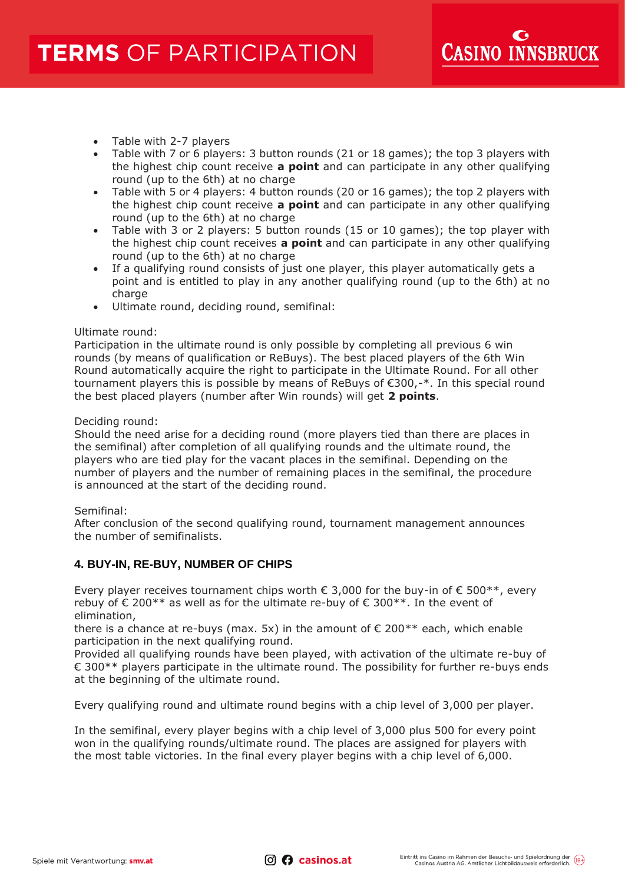- Table with 2-7 players
- Table with 7 or 6 players: 3 button rounds (21 or 18 games); the top 3 players with the highest chip count receive **a point** and can participate in any other qualifying round (up to the 6th) at no charge
- Table with 5 or 4 players: 4 button rounds (20 or 16 games); the top 2 players with the highest chip count receive **a point** and can participate in any other qualifying round (up to the 6th) at no charge
- Table with 3 or 2 players: 5 button rounds (15 or 10 games); the top player with the highest chip count receives **a point** and can participate in any other qualifying round (up to the 6th) at no charge
- If a qualifying round consists of just one player, this player automatically gets a point and is entitled to play in any another qualifying round (up to the 6th) at no charge
- Ultimate round, deciding round, semifinal:

Ultimate round:
Participation in the ultimate round is only possible by completing all previous 6 win rounds (by means of qualification or ReBuys). The best placed players of the 6th Win Round automatically acquire the right to participate in the Ultimate Round. For all other tournament players this is possible by means of ReBuys of €300,-*. In this special round the best placed players (number after Win rounds) will get **2 points**.

Deciding round:
Should the need arise for a deciding round (more players tied than there are places in the semifinal) after completion of all qualifying rounds and the ultimate round, the players who are tied play for the vacant places in the semifinal. Depending on the number of players and the number of remaining places in the semifinal, the procedure is announced at the start of the deciding round.

Semifinal:
After conclusion of the second qualifying round, tournament management announces the number of semifinalists.

### 4. BUY-IN, RE-BUY, NUMBER OF CHIPS

Every player receives tournament chips worth € 3,000 for the buy-in of € 500**, every rebuy of € 200** as well as for the ultimate re-buy of € 300**. In the event of elimination,
there is a chance at re-buys (max. 5x) in the amount of € 200** each, which enable participation in the next qualifying round.
Provided all qualifying rounds have been played, with activation of the ultimate re-buy of € 300** players participate in the ultimate round. The possibility for further re-buys ends at the beginning of the ultimate round.

Every qualifying round and ultimate round begins with a chip level of 3,000 per player.

In the semifinal, every player begins with a chip level of 3,000 plus 500 for every point won in the qualifying rounds/ultimate round. The places are assigned for players with the most table victories. In the final every player begins with a chip level of 6,000.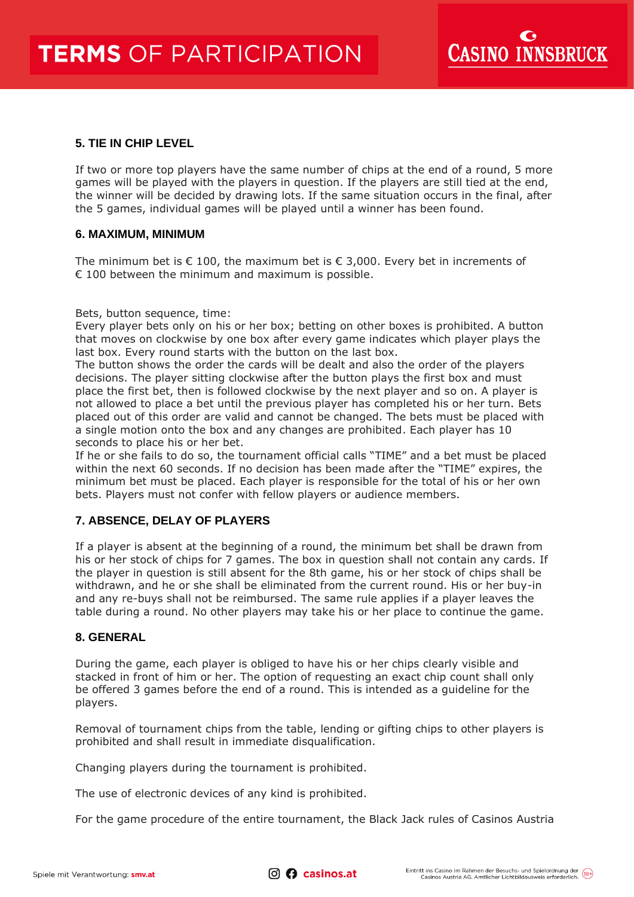## 5. TIE IN CHIP LEVEL

If two or more top players have the same number of chips at the end of a round, 5 more games will be played with the players in question. If the players are still tied at the end, the winner will be decided by drawing lots. If the same situation occurs in the final, after the 5 games, individual games will be played until a winner has been found.

## 6. MAXIMUM, MINIMUM

The minimum bet is € 100, the maximum bet is € 3,000. Every bet in increments of € 100 between the minimum and maximum is possible.

Bets, button sequence, time:
Every player bets only on his or her box; betting on other boxes is prohibited. A button that moves on clockwise by one box after every game indicates which player plays the last box. Every round starts with the button on the last box.
The button shows the order the cards will be dealt and also the order of the players decisions. The player sitting clockwise after the button plays the first box and must place the first bet, then is followed clockwise by the next player and so on. A player is not allowed to place a bet until the previous player has completed his or her turn. Bets placed out of this order are valid and cannot be changed. The bets must be placed with a single motion onto the box and any changes are prohibited. Each player has 10 seconds to place his or her bet.
If he or she fails to do so, the tournament official calls "TIME" and a bet must be placed within the next 60 seconds. If no decision has been made after the "TIME" expires, the minimum bet must be placed. Each player is responsible for the total of his or her own bets. Players must not confer with fellow players or audience members.

## 7. ABSENCE, DELAY OF PLAYERS

If a player is absent at the beginning of a round, the minimum bet shall be drawn from his or her stock of chips for 7 games. The box in question shall not contain any cards. If the player in question is still absent for the 8th game, his or her stock of chips shall be withdrawn, and he or she shall be eliminated from the current round. His or her buy-in and any re-buys shall not be reimbursed. The same rule applies if a player leaves the table during a round. No other players may take his or her place to continue the game.

## 8. GENERAL

During the game, each player is obliged to have his or her chips clearly visible and stacked in front of him or her. The option of requesting an exact chip count shall only be offered 3 games before the end of a round. This is intended as a guideline for the players.

Removal of tournament chips from the table, lending or gifting chips to other players is prohibited and shall result in immediate disqualification.

Changing players during the tournament is prohibited.

The use of electronic devices of any kind is prohibited.

For the game procedure of the entire tournament, the Black Jack rules of Casinos Austria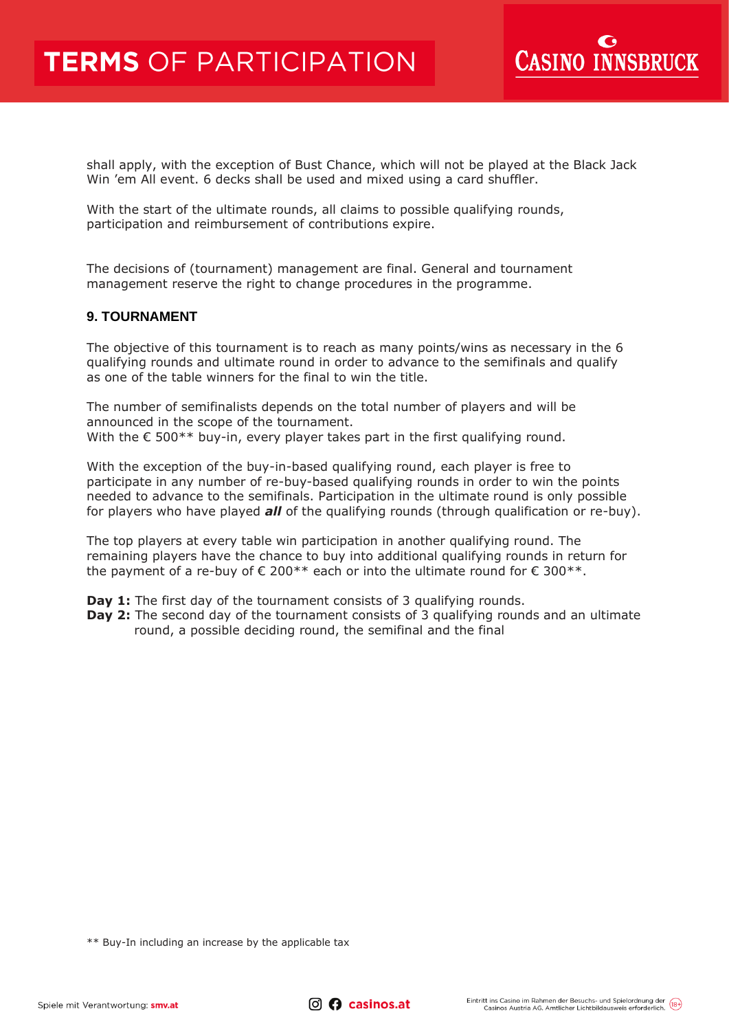shall apply, with the exception of Bust Chance, which will not be played at the Black Jack Win 'em All event. 6 decks shall be used and mixed using a card shuffler.

With the start of the ultimate rounds, all claims to possible qualifying rounds, participation and reimbursement of contributions expire.

The decisions of (tournament) management are final. General and tournament management reserve the right to change procedures in the programme.

## 9. TOURNAMENT

The objective of this tournament is to reach as many points/wins as necessary in the 6 qualifying rounds and ultimate round in order to advance to the semifinals and qualify as one of the table winners for the final to win the title.

The number of semifinalists depends on the total number of players and will be announced in the scope of the tournament.
With the € 500** buy-in, every player takes part in the first qualifying round.

With the exception of the buy-in-based qualifying round, each player is free to participate in any number of re-buy-based qualifying rounds in order to win the points needed to advance to the semifinals. Participation in the ultimate round is only possible for players who have played ***all*** of the qualifying rounds (through qualification or re-buy).

The top players at every table win participation in another qualifying round. The remaining players have the chance to buy into additional qualifying rounds in return for the payment of a re-buy of € 200** each or into the ultimate round for € 300**.

**Day 1:** The first day of the tournament consists of 3 qualifying rounds.
**Day 2:** The second day of the tournament consists of 3 qualifying rounds and an ultimate round, a possible deciding round, the semifinal and the final

** Buy-In including an increase by the applicable tax